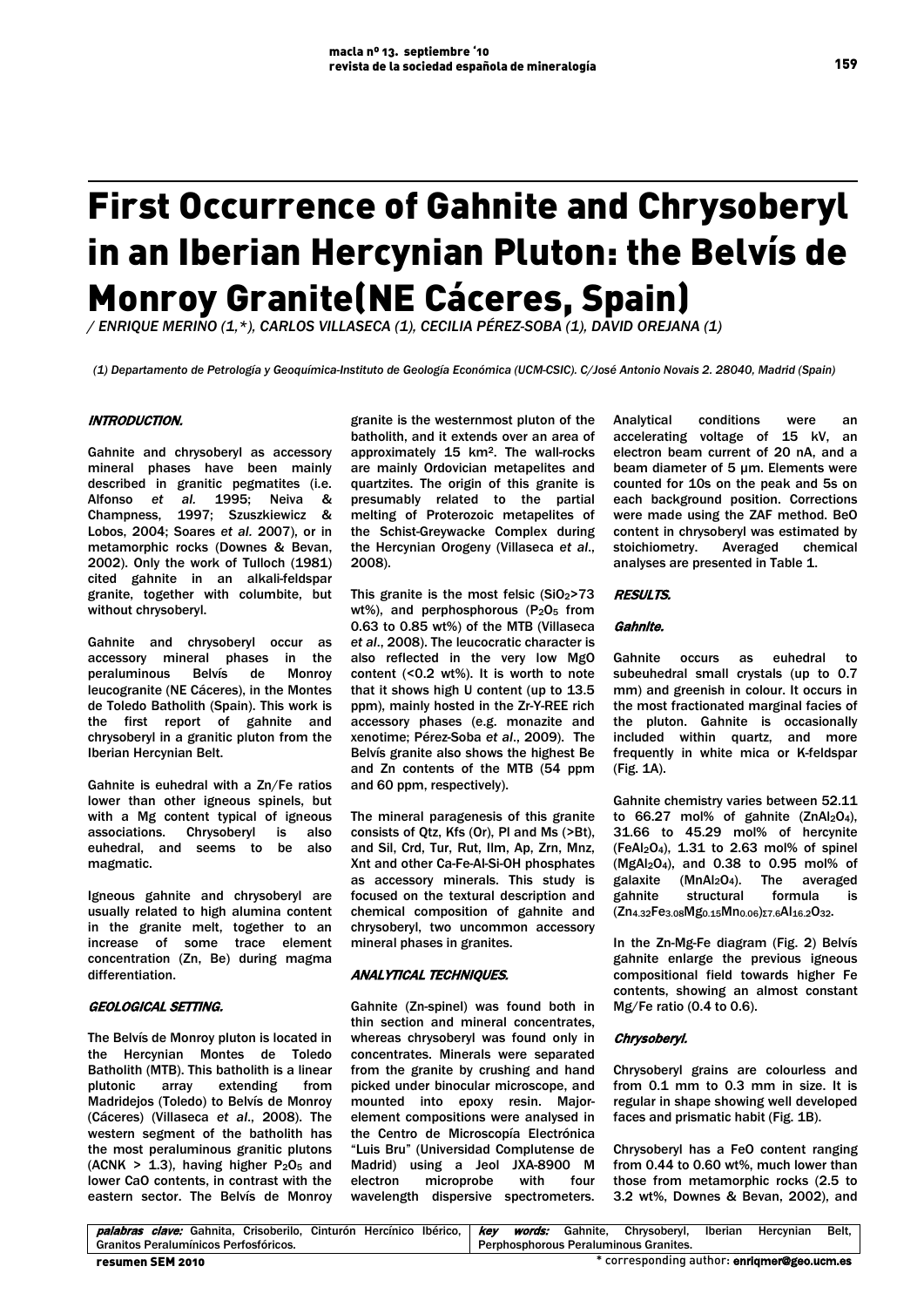# First Occurrence of Gahnite and Chrysoberyl in an Iberian Hercynian Pluton: the Belvís de Monroy Granite(NE Cáceres, Spain)

/ ENRIQUE MERINO (1,*), CARLOS VILLASECA (1), CECILIA PÉREZ-SOBA (1), DAVID OREJANA (1)

(1) Departamento de Petrología y Geoquímica-Instituto de Geología Económica (UCM-CSIC). C/José Antonio Novais 2. 28040, Madrid (Spain)

## INTRODUCTION.

Gahnite and chrysoberyl as accessory mineral phases have been mainly described in granitic pegmatites (i.e. Alfonso *et al.* 1995; Neiva & Champness, 1997; Szuszkiewicz & Lobos, 2004; Soares *et al.* 2007), or in metamorphic rocks (Downes & Bevan, 2002). Only the work of Tulloch (1981) cited gahnite in an alkali-feldspar granite, together with columbite, but without chrysoberyl.

Gahnite and chrysoberyl occur as accessory mineral phases in the peraluminous Belvís de Monroy leucogranite (NE Cáceres), in the Montes de Toledo Batholith (Spain). This work is the first report of gahnite and chrysoberyl in a granitic pluton from the Iberian Hercynian Belt.

Gahnite is euhedral with a Zn/Fe ratios lower than other igneous spinels, but with a Mg content typical of igneous associations. Chrysoberyl is also euhedral, and seems to be also magmatic.

Igneous gahnite and chrysoberyl are usually related to high alumina content in the granite melt, together to an increase of some trace element concentration (Zn, Be) during magma differentiation.

## GEOLOGICAL SETTING.

The Belvís de Monroy pluton is located in the Hercynian Montes de Toledo Batholith (MTB). This batholith is a linear plutonic array extending from Madridejos (Toledo) to Belvís de Monroy (Cáceres) (Villaseca *et al*., 2008). The western segment of the batholith has the most peraluminous granitic plutons (ACNK > 1.3), having higher $P_2O_5$ and lower CaO contents, in contrast with the eastern sector. The Belvís de Monroy granite is the westernmost pluton of the batholith, and it extends over an area of approximately 15 km$^2$. The wall-rocks are mainly Ordovician metapelites and quartzites. The origin of this granite is presumably related to the partial melting of Proterozoic metapelites of the Schist-Greywacke Complex during the Hercynian Orogeny (Villaseca *et al*., 2008).

This granite is the most felsic ($SiO_2$>73 wt%), and perphosphorous ($P_2O_5$ from 0.63 to 0.85 wt%) of the MTB (Villaseca *et al*., 2008). The leucocratic character is also reflected in the very low MgO content (<0.2 wt%). It is worth to note that it shows high U content (up to 13.5 ppm), mainly hosted in the Zr-Y-REE rich accessory phases (e.g. monazite and xenotime; Pérez-Soba *et al*., 2009). The Belvís granite also shows the highest Be and Zn contents of the MTB (54 ppm and 60 ppm, respectively).

The mineral paragenesis of this granite consists of Qtz, Kfs (Or), Pl and Ms (>Bt), and Sil, Crd, Tur, Rut, Ilm, Ap, Zrn, Mnz, Xnt and other Ca-Fe-Al-Si-OH phosphates as accessory minerals. This study is focused on the textural description and chemical composition of gahnite and chrysoberyl, two uncommon accessory mineral phases in granites.

## ANALYTICAL TECHNIQUES.

Gahnite (Zn-spinel) was found both in thin section and mineral concentrates, whereas chrysoberyl was found only in concentrates. Minerals were separated from the granite by crushing and hand picked under binocular microscope, and mounted into epoxy resin. Major-element compositions were analysed in the Centro de Microscopía Electrónica "Luis Bru" (Universidad Complutense de Madrid) using a Jeol JXA-8900 M electron microprobe with four wavelength dispersive spectrometers. Analytical conditions were an accelerating voltage of 15 kV, an electron beam current of 20 nA, and a beam diameter of 5 µm. Elements were counted for 10s on the peak and 5s on each background position. Corrections were made using the ZAF method. BeO content in chrysoberyl was estimated by stoichiometry. Averaged chemical analyses are presented in Table 1.

## RESULTS.

### Gahnite.

Gahnite occurs as euhedral to subeuhedral small crystals (up to 0.7 mm) and greenish in colour. It occurs in the most fractionated marginal facies of the pluton. Gahnite is occasionally included within quartz, and more frequently in white mica or K-feldspar (Fig. 1A).

Gahnite chemistry varies between 52.11 to 66.27 mol% of gahnite ($ZnAl_2O_4$), 31.66 to 45.29 mol% of hercynite ($FeAl_2O_4$), 1.31 to 2.63 mol% of spinel ($MgAl_2O_4$), and 0.38 to 0.95 mol% of galaxite ($MnAl_2O_4$). The averaged gahnite structural formula is $(Zn_{4.32}Fe_{3.08}Mg_{0.15}Mn_{0.06})_{\Sigma 7.6}Al_{16.2}O_{32}$.

In the Zn-Mg-Fe diagram (Fig. 2) Belvís gahnite enlarge the previous igneous compositional field towards higher Fe contents, showing an almost constant Mg/Fe ratio (0.4 to 0.6).

### Chrysoberyl.

Chrysoberyl grains are colourless and from 0.1 mm to 0.3 mm in size. It is regular in shape showing well developed faces and prismatic habit (Fig. 1B).

Chrysoberyl has a FeO content ranging from 0.44 to 0.60 wt%, much lower than those from metamorphic rocks (2.5 to 3.2 wt%, Downes & Bevan, 2002), and

*palabras clave:* Gahnita, Crisoberilo, Cinturón Hercínico Ibérico, Granitos Peraluminicos Perfosfóricos.

*key words:* Gahnite, Chrysoberyl, Iberian Hercynian Belt, Perphosphorous Peraluminous Granites.

\* corresponding author: enriqmer@geo.ucm.es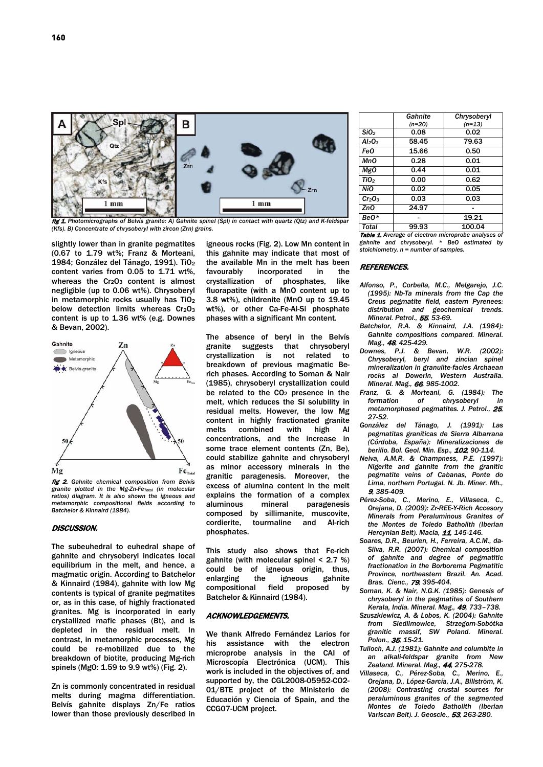*fig 1. Photomicrographs of Belvís granite: A) Gahnite spinel (Spl) in contact with quartz (Qtz) and K-feldspar (Kfs). B) Concentrate of chrysoberyl with zircon (Zrn) grains.*

slightly lower than in granite pegmatites (0.67 to 1.79 wt%; Franz & Morteani, 1984; González del Tánago, 1991). $TiO_2$ content varies from 0.05 to 1.71 wt%, whereas the $Cr_2O_3$ content is almost negligible (up to 0.06 wt%). Chrysoberyl in metamorphic rocks usually has $TiO_2$ below detection limits whereas $Cr_2O_3$ content is up to 1.36 wt% (e.g. Downes & Bevan, 2002).

Gahnite

Igneous

Metamorphic

Belvis granite

Zn

Mg

$Fe_{Total}$

50

50

*fig 2. Gahnite chemical composition from Belvís granite plotted in the Mg-Zn-$Fe_{Total}$ (in molecular ratios) diagram. It is also shown the igneous and metamorphic compositional fields according to Batchelor & Kinnaird (1984).*

## DISCUSSION.

The subeuhedral to euhedral shape of gahnite and chrysoberyl indicates local equilibrium in the melt, and hence, a magmatic origin. According to Batchelor & Kinnaird (1984), gahnite with low Mg contents is typical of granite pegmatites or, as in this case, of highly fractionated granites. Mg is incorporated in early crystallized mafic phases (Bt), and is depleted in the residual melt. In contrast, in metamorphic processes, Mg could be re-mobilized due to the breakdown of biotite, producing Mg-rich spinels (MgO: 1.59 to 9.9 wt%) (Fig. 2).

Zn is commonly concentrated in residual melts during magma differentiation. Belvís gahnite displays Zn/Fe ratios lower than those previously described in igneous rocks (Fig. 2). Low Mn content in this gahnite may indicate that most of the available Mn in the melt has been favourably incorporated in the crystallization of phosphates, like fluorapatite (with a MnO content up to 3.8 wt%), childrenite (MnO up to 19.45 wt%), or other Ca-Fe-Al-Si phosphate phases with a significant Mn content.

The absence of beryl in the Belvís granite suggests that chrysoberyl crystallization is not related to breakdown of previous magmatic Be-rich phases. According to Soman & Nair (1985), chrysoberyl crystallization could be related to the $CO_2$ presence in the melt, which reduces the Si solubility in residual melts. However, the low Mg content in highly fractionated granite melts combined with high Al concentrations, and the increase in some trace element contents (Zn, Be), could stabilize gahnite and chrysoberyl as minor accessory minerals in the granitic paragenesis. Moreover, the excess of alumina content in the melt explains the formation of a complex aluminous mineral paragenesis composed by sillimanite, muscovite, cordierite, tourmaline and Al-rich phosphates.

This study also shows that Fe-rich gahnite (with molecular spinel < 2.7 %) could be of igneous origin, thus, enlarging the igneous gahnite compositional field proposed by Batchelor & Kinnaird (1984).

## ACKNOWLEDGEMENTS.

We thank Alfredo Fernández Larios for his assistance with the electron microprobe analysis in the CAI of Microscopía Electrónica (UCM). This work is included in the objectives of, and supported by, the CGL2008-05952-CO2-01/BTE project of the Ministerio de Educación y Ciencia of Spain, and the CCG07-UCM project.

| | Gahnite (n=20) | Chrysoberyl (n=13) |
|---|---|---|
| $SiO_2$ | 0.08 | 0.02 |
| $Al_2O_3$ | 58.45 | 79.63 |
| FeO | 15.66 | 0.50 |
| MnO | 0.28 | 0.01 |
| MgO | 0.44 | 0.01 |
| $TiO_2$ | 0.00 | 0.62 |
| NiO | 0.02 | 0.05 |
| $Cr_2O_3$ | 0.03 | 0.03 |
| ZnO | 24.97 | - |
| BeO* | - | 19.21 |
| Total | 99.93 | 100.04 |

*Table 1. Average of electron microprobe analyses of gahnite and chrysoberyl. * BeO estimated by stoichiometry. n = number of samples.*

## REFERENCES.

*Alfonso, P., Corbella, M.C., Melgarejo, J.C. (1995): Nb-Ta minerals from the Cap the Creus pegmatite field, eastern Pyrenees: distribution and geochemical trends. Mineral. Petrol., **55**, 53-69.*

*Batchelor, R.A. & Kinnaird, J.A. (1984): Gahnite compositions compared. Mineral. Mag., **48**, 425-429.*

*Downes, P.J. & Bevan, W.R. (2002): Chrysoberyl, beryl and zincian spinel mineralization in granulite-facies Archaean rocks al Dowerin, Western Australia. Mineral. Mag., **66**, 985-1002.*

*Franz, G. & Morteani, G. (1984): The formation of chrysoberyl in metamorphosed pegmatites. J. Petrol., **25**, 27-52.*

*González del Tánago, J. (1991): Las pegmatitas graníticas de Sierra Albarrana (Córdoba, España): Mineralizaciones de berilio. Bol. Geol. Min. Esp., **102**, 90-114.*

*Neiva, A.M.R. & Champness, P.E. (1997): Nigerite and gahnite from the granitic pegmatite veins of Cabanas, Ponte do Lima, northern Portugal. N. Jb. Miner. Mh., **9**, 385-409.*

*Pérez-Soba, C., Merino, E., Villaseca, C., Orejana, D. (2009): Zr-REE-Y-Rich Accesory Minerals from Peraluminous Granites of the Montes de Toledo Batholith (Iberian Hercynian Belt). Macla, **11**, 145-146.*

*Soares, D.R., Beurlen, H., Ferreira, A.C.M., da-Silva, R.R. (2007): Chemical composition of gahnite and degree of pegmatitic fractionation in the Borborema Pegmatitic Province, northeastern Brazil. An. Acad. Bras. Cienc., **79**, 395-404.*

*Soman, K. & Nair, N.G.K. (1985): Genesis of chrysoberyl in the pegmatites of Southern Kerala, India. Mineral. Mag., **49**, 733–738.*

*Szuszkiewicz, A. & Lobos, K. (2004): Gahnite from Siedlimowice, Strzegom-Sobótka granitic massif, SW Poland. Mineral. Polon., **35**, 15-21.*

*Tulloch, A.J. (1981): Gahnite and columbite in an alkali-feldspar granite from New Zealand. Mineral. Mag., **44**, 275-278.*

*Villaseca, C., Pérez-Soba, C., Merino, E., Orejana, D., López-García, J.A., Billström, K. (2008): Contrasting crustal sources for peraluminous granites of the segmented Montes de Toledo Batholith (Iberian Variscan Belt). J. Geoscie., **53**, 263-280.*